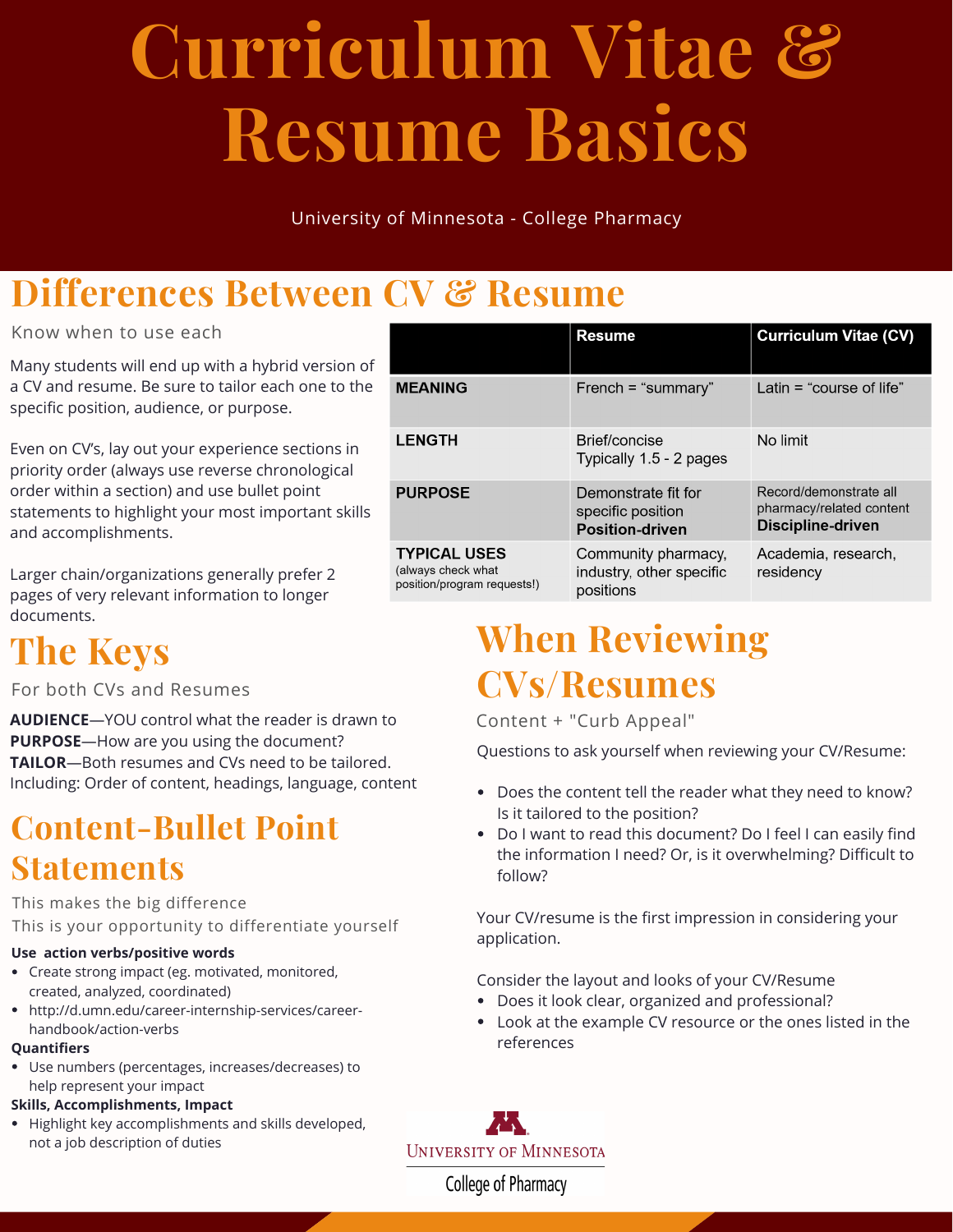# Curriculum Vitae & Resume Basics

University of Minnesota - College Pharmacy

## Differences Between CV & Resume

Know when to use each

Many students will end up with a hybrid version of a CV and resume. Be sure to tailor each one to the specific position, audience, or purpose.

Even on CV's, lay out your experience sections in priority order (always use reverse chronological order within a section) and use bullet point statements to highlight your most important skills and accomplishments.

Larger chain/organizations generally prefer 2 pages of very relevant information to longer documents.

| | Resume | Curriculum Vitae (CV) |
|---|---|---|
| **MEANING** | French = "summary" | Latin = "course of life" |
| **LENGTH** | Brief/concise<br>Typically 1.5 - 2 pages | No limit |
| **PURPOSE** | Demonstrate fit for specific position<br>**Position-driven** | Record/demonstrate all pharmacy/related content<br>**Discipline-driven** |
| **TYPICAL USES**<br>(always check what position/program requests!) | Community pharmacy, industry, other specific positions | Academia, research, residency |

## The Keys

For both CVs and Resumes

**AUDIENCE**—YOU control what the reader is drawn to
**PURPOSE**—How are you using the document?
**TAILOR**—Both resumes and CVs need to be tailored. Including: Order of content, headings, language, content

## Content-Bullet Point Statements

This makes the big difference
This is your opportunity to differentiate yourself

**Use action verbs/positive words**

- Create strong impact (eg. motivated, monitored, created, analyzed, coordinated)
- http://d.umn.edu/career-internship-services/career-handbook/action-verbs

**Quantifiers**

- Use numbers (percentages, increases/decreases) to help represent your impact

**Skills, Accomplishments, Impact**

- Highlight key accomplishments and skills developed, not a job description of duties

## When Reviewing CVs/Resumes

Content + "Curb Appeal"

Questions to ask yourself when reviewing your CV/Resume:

- Does the content tell the reader what they need to know? Is it tailored to the position?
- Do I want to read this document? Do I feel I can easily find the information I need? Or, is it overwhelming? Difficult to follow?

Your CV/resume is the first impression in considering your application.

Consider the layout and looks of your CV/Resume

- Does it look clear, organized and professional?
- Look at the example CV resource or the ones listed in the references

University of Minnesota
College of Pharmacy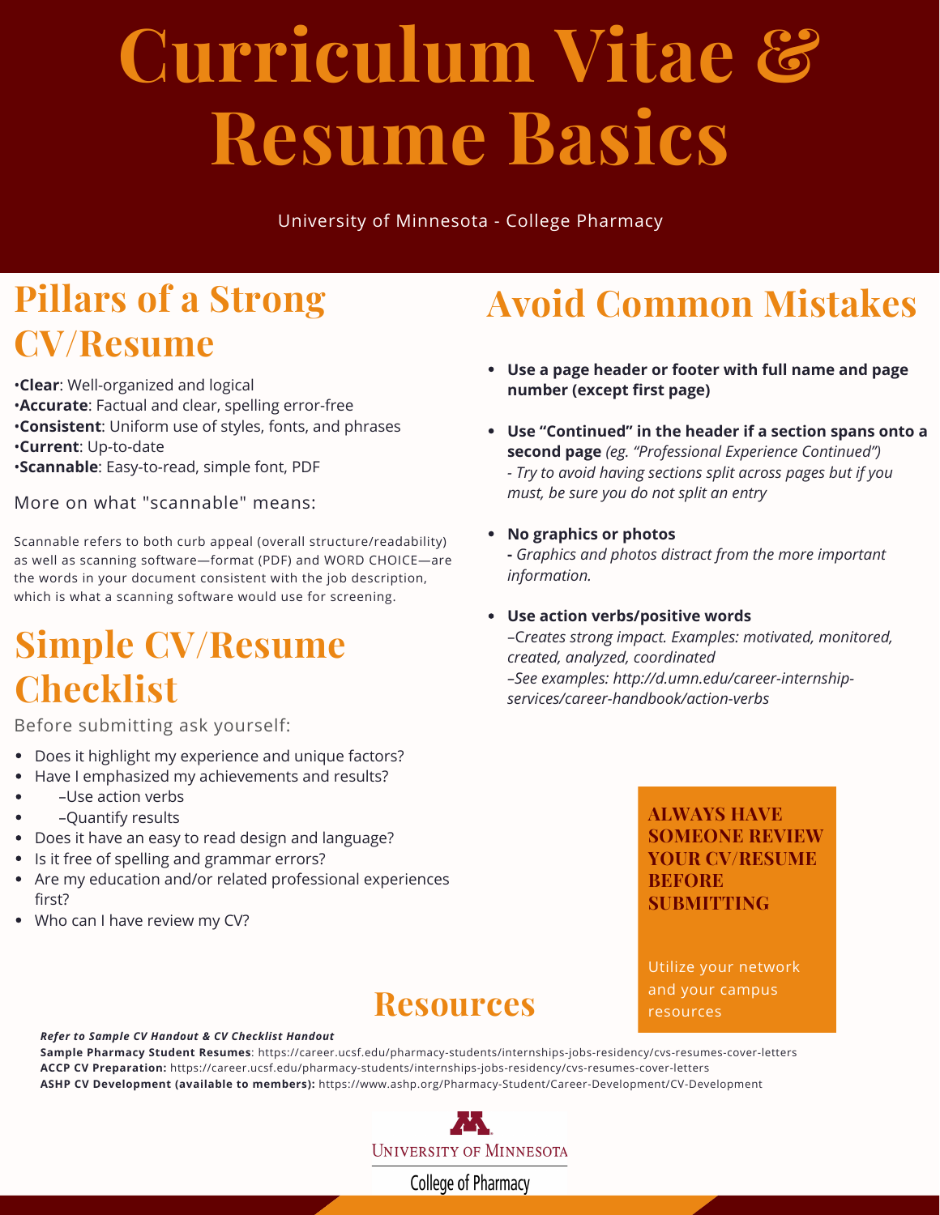# Curriculum Vitae & Resume Basics

University of Minnesota - College Pharmacy

## Pillars of a Strong CV/Resume

•**Clear**: Well-organized and logical
•**Accurate**: Factual and clear, spelling error-free
•**Consistent**: Uniform use of styles, fonts, and phrases
•**Current**: Up-to-date
•**Scannable**: Easy-to-read, simple font, PDF

More on what "scannable" means:

Scannable refers to both curb appeal (overall structure/readability) as well as scanning software—format (PDF) and WORD CHOICE—are the words in your document consistent with the job description, which is what a scanning software would use for screening.

## Simple CV/Resume Checklist

Before submitting ask yourself:

- Does it highlight my experience and unique factors?
- Have I emphasized my achievements and results?
- –Use action verbs
- –Quantify results
- Does it have an easy to read design and language?
- Is it free of spelling and grammar errors?
- Are my education and/or related professional experiences first?
- Who can I have review my CV?

## Avoid Common Mistakes

- **Use a page header or footer with full name and page number (except first page)**
- **Use "Continued" in the header if a section spans onto a second page** *(eg. "Professional Experience Continued")*
  *- Try to avoid having sections split across pages but if you must, be sure you do not split an entry*
- **No graphics or photos**
  **-** *Graphics and photos distract from the more important information.*
- **Use action verbs/positive words**
  *–Creates strong impact. Examples: motivated, monitored, created, analyzed, coordinated*
  *–See examples: http://d.umn.edu/career-internship-services/career-handbook/action-verbs*

**ALWAYS HAVE SOMEONE REVIEW YOUR CV/RESUME BEFORE SUBMITTING**

Utilize your network and your campus resources

## Resources

***Refer to Sample CV Handout & CV Checklist Handout***
**Sample Pharmacy Student Resumes**: https://career.ucsf.edu/pharmacy-students/internships-jobs-residency/cvs-resumes-cover-letters
**ACCP CV Preparation:** https://career.ucsf.edu/pharmacy-students/internships-jobs-residency/cvs-resumes-cover-letters
**ASHP CV Development (available to members):** https://www.ashp.org/Pharmacy-Student/Career-Development/CV-Development

University of Minnesota
College of Pharmacy